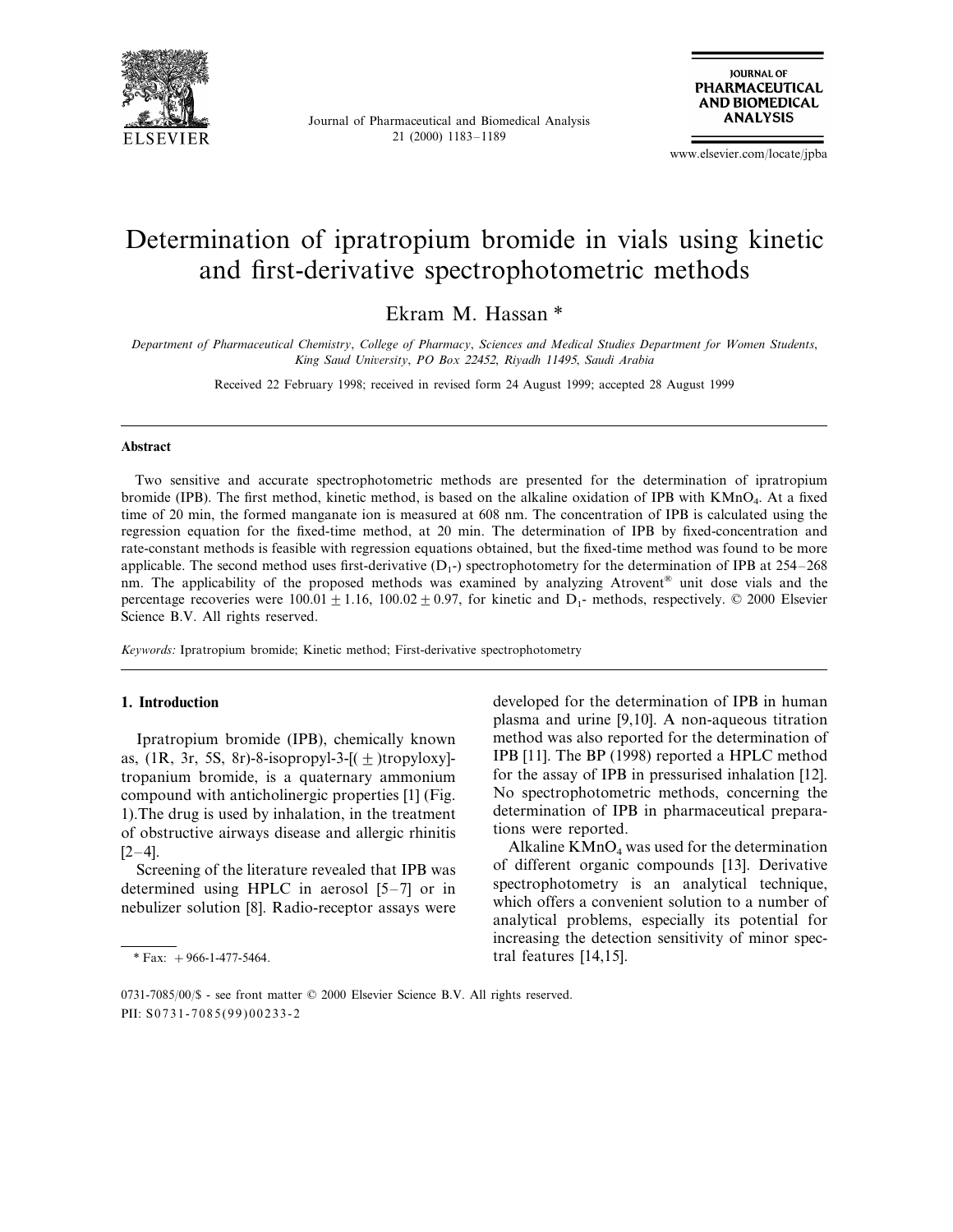# Determination of ipratropium bromide in vials using kinetic and first-derivative spectrophotometric methods

Ekram M. Hassan *

*Department of Pharmaceutical Chemistry, College of Pharmacy, Sciences and Medical Studies Department for Women Students, King Saud University, PO Box 22452, Riyadh 11495, Saudi Arabia*

Received 22 February 1998; received in revised form 24 August 1999; accepted 28 August 1999

## Abstract

Two sensitive and accurate spectrophotometric methods are presented for the determination of ipratropium bromide (IPB). The first method, kinetic method, is based on the alkaline oxidation of IPB with $KMnO_4$. At a fixed time of 20 min, the formed manganate ion is measured at 608 nm. The concentration of IPB is calculated using the regression equation for the fixed-time method, at 20 min. The determination of IPB by fixed-concentration and rate-constant methods is feasible with regression equations obtained, but the fixed-time method was found to be more applicable. The second method uses first-derivative ($D_1$-) spectrophotometry for the determination of IPB at 254–268 nm. The applicability of the proposed methods was examined by analyzing Atrovent® unit dose vials and the percentage recoveries were $100.01 \pm 1.16$, $100.02 \pm 0.97$, for kinetic and $D_1$- methods, respectively. © 2000 Elsevier Science B.V. All rights reserved.

*Keywords:* Ipratropium bromide; Kinetic method; First-derivative spectrophotometry

## 1. Introduction

Ipratropium bromide (IPB), chemically known as, (1R, 3r, 5S, 8r)-8-isopropyl-3-[(±)tropyloxy]-tropanium bromide, is a quaternary ammonium compound with anticholinergic properties [1] (Fig. 1).The drug is used by inhalation, in the treatment of obstructive airways disease and allergic rhinitis [2–4].

Screening of the literature revealed that IPB was determined using HPLC in aerosol [5–7] or in nebulizer solution [8]. Radio-receptor assays were developed for the determination of IPB in human plasma and urine [9,10]. A non-aqueous titration method was also reported for the determination of IPB [11]. The BP (1998) reported a HPLC method for the assay of IPB in pressurised inhalation [12]. No spectrophotometric methods, concerning the determination of IPB in pharmaceutical preparations were reported.

Alkaline $KMnO_4$ was used for the determination of different organic compounds [13]. Derivative spectrophotometry is an analytical technique, which offers a convenient solution to a number of analytical problems, especially its potential for increasing the detection sensitivity of minor spectral features [14,15].

* Fax: +966-1-477-5464.

0731-7085/00/$ - see front matter © 2000 Elsevier Science B.V. All rights reserved.
PII: S0731-7085(99)00233-2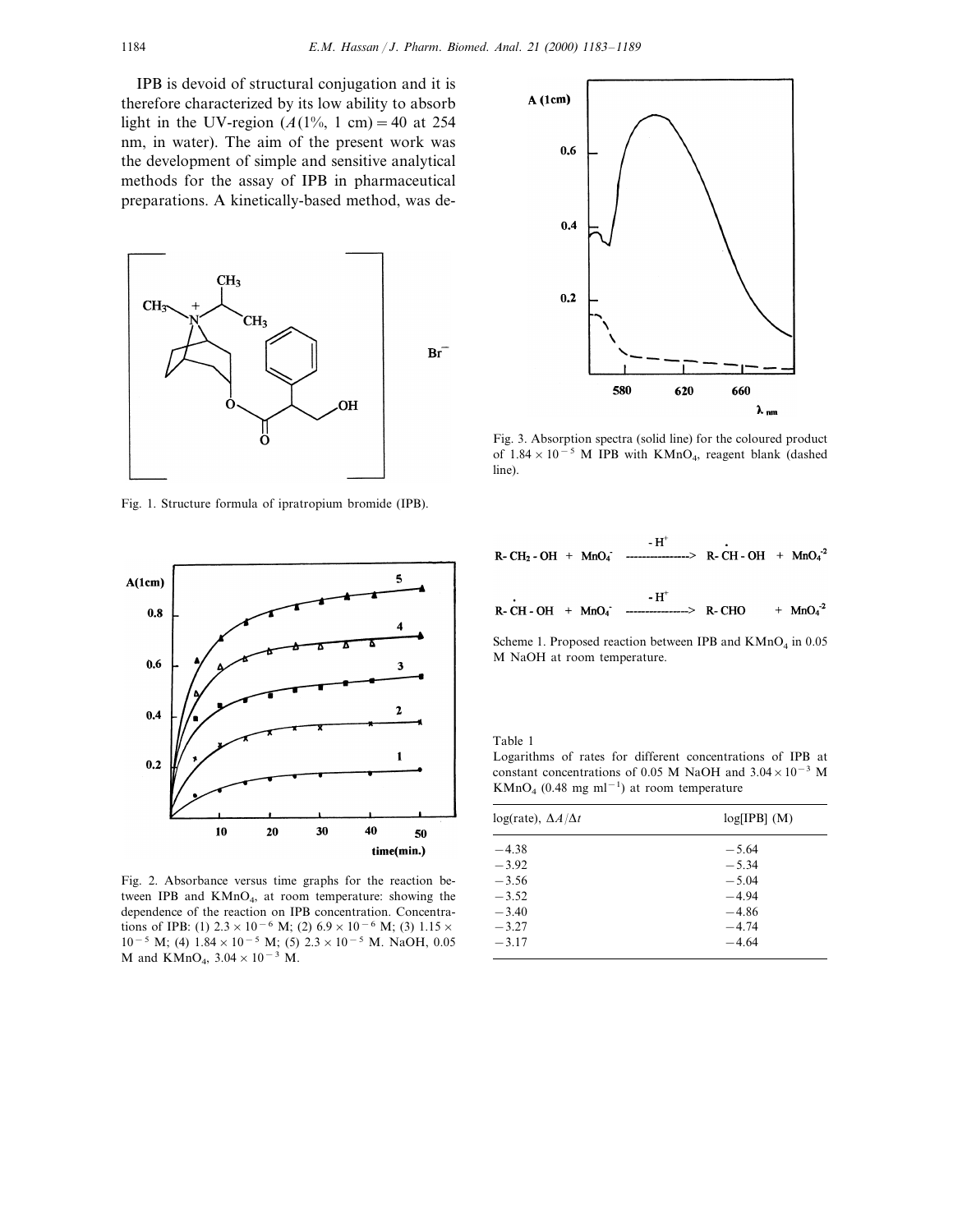IPB is devoid of structural conjugation and it is therefore characterized by its low ability to absorb light in the UV-region ($A$(1%, 1 cm) = 40 at 254 nm, in water). The aim of the present work was the development of simple and sensitive analytical methods for the assay of IPB in pharmaceutical preparations. A kinetically-based method, was de-

Fig. 1. Structure formula of ipratropium bromide (IPB).

Fig. 2. Absorbance versus time graphs for the reaction between IPB and $KMnO_4$, at room temperature: showing the dependence of the reaction on IPB concentration. Concentrations of IPB: (1) $2.3\times10^{-6}$ M; (2) $6.9\times10^{-6}$ M; (3) $1.15\times10^{-5}$ M; (4) $1.84\times10^{-5}$ M; (5) $2.3\times10^{-5}$ M. NaOH, 0.05 M and $KMnO_4$, $3.04\times10^{-3}$ M.

Fig. 3. Absorption spectra (solid line) for the coloured product of $1.84\times10^{-5}$ M IPB with $KMnO_4$, reagent blank (dashed line).

$$R\text{-}CH_2\text{-}OH + MnO_4^- \xrightarrow{-H^+} R\text{-}\dot{C}H\text{-}OH + MnO_4^{-2}$$

$$R\text{-}\dot{C}H\text{-}OH + MnO_4^- \xrightarrow{-H^+} R\text{-}CHO + MnO_4^{-2}$$

Scheme 1. Proposed reaction between IPB and $KMnO_4$ in 0.05 M NaOH at room temperature.

Table 1
Logarithms of rates for different concentrations of IPB at constant concentrations of 0.05 M NaOH and $3.04\times10^{-3}$ M $KMnO_4$ (0.48 mg ml$^{-1}$) at room temperature

| log(rate), $\Delta A/\Delta t$ | log[IPB] (M) |
|---|---|
| −4.38 | −5.64 |
| −3.92 | −5.34 |
| −3.56 | −5.04 |
| −3.52 | −4.94 |
| −3.40 | −4.86 |
| −3.27 | −4.74 |
| −3.17 | −4.64 |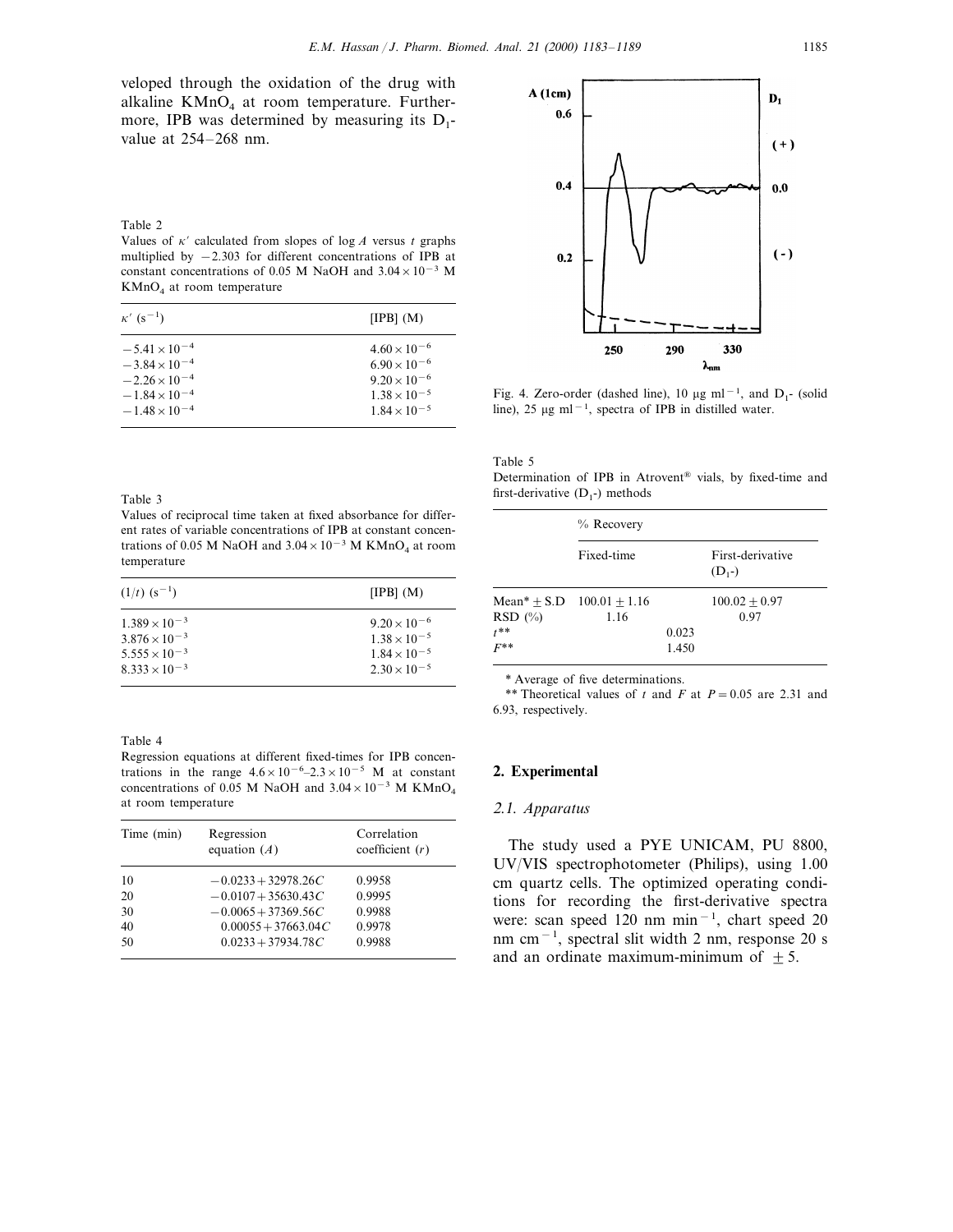veloped through the oxidation of the drug with alkaline $KMnO_4$ at room temperature. Furthermore, IPB was determined by measuring its $D_1$-value at 254–268 nm.

Table 2
Values of $\kappa'$ calculated from slopes of log $A$ versus $t$ graphs multiplied by $-2.303$ for different concentrations of IPB at constant concentrations of 0.05 M NaOH and $3.04\times10^{-3}$ M $KMnO_4$ at room temperature

| $\kappa'$ ($s^{-1}$) | [IPB] (M) |
|---|---|
| $-5.41\times10^{-4}$ | $4.60\times10^{-6}$ |
| $-3.84\times10^{-4}$ | $6.90\times10^{-6}$ |
| $-2.26\times10^{-4}$ | $9.20\times10^{-6}$ |
| $-1.84\times10^{-4}$ | $1.38\times10^{-5}$ |
| $-1.48\times10^{-4}$ | $1.84\times10^{-5}$ |

Table 3
Values of reciprocal time taken at fixed absorbance for different rates of variable concentrations of IPB at constant concentrations of 0.05 M NaOH and $3.04\times10^{-3}$ M $KMnO_4$ at room temperature

| $(1/t)$ ($s^{-1}$) | [IPB] (M) |
|---|---|
| $1.389\times10^{-3}$ | $9.20\times10^{-6}$ |
| $3.876\times10^{-3}$ | $1.38\times10^{-5}$ |
| $5.555\times10^{-3}$ | $1.84\times10^{-5}$ |
| $8.333\times10^{-3}$ | $2.30\times10^{-5}$ |

Table 4
Regression equations at different fixed-times for IPB concentrations in the range $4.6\times10^{-6}$–$2.3\times10^{-5}$ M at constant concentrations of 0.05 M NaOH and $3.04\times10^{-3}$ M $KMnO_4$ at room temperature

| Time (min) | Regression equation ($A$) | Correlation coefficient ($r$) |
|---|---|---|
| 10 | $-0.0233+32978.26C$ | 0.9958 |
| 20 | $-0.0107+35630.43C$ | 0.9995 |
| 30 | $-0.0065+37369.56C$ | 0.9988 |
| 40 | $0.00055+37663.04C$ | 0.9978 |
| 50 | $0.0233+37934.78C$ | 0.9988 |

Fig. 4. Zero-order (dashed line), 10 μg $ml^{-1}$, and $D_1$- (solid line), 25 μg $ml^{-1}$, spectra of IPB in distilled water.

Table 5
Determination of IPB in Atrovent® vials, by fixed-time and first-derivative ($D_1$-) methods

| | % Recovery | | |
|---|---|---|---|
| | Fixed-time | | First-derivative ($D_1$-) |
| Mean* ± S.D | 100.01 ± 1.16 | | 100.02 ± 0.97 |
| RSD (%) | 1.16 | | 0.97 |
| $t$** | | 0.023 | |
| $F$** | | 1.450 | |

\* Average of five determinations.

\*\* Theoretical values of $t$ and $F$ at $P = 0.05$ are 2.31 and 6.93, respectively.

## 2. Experimental

### 2.1. Apparatus

The study used a PYE UNICAM, PU 8800, UV/VIS spectrophotometer (Philips), using 1.00 cm quartz cells. The optimized operating conditions for recording the first-derivative spectra were: scan speed 120 nm $min^{-1}$, chart speed 20 nm $cm^{-1}$, spectral slit width 2 nm, response 20 s and an ordinate maximum-minimum of $\pm 5$.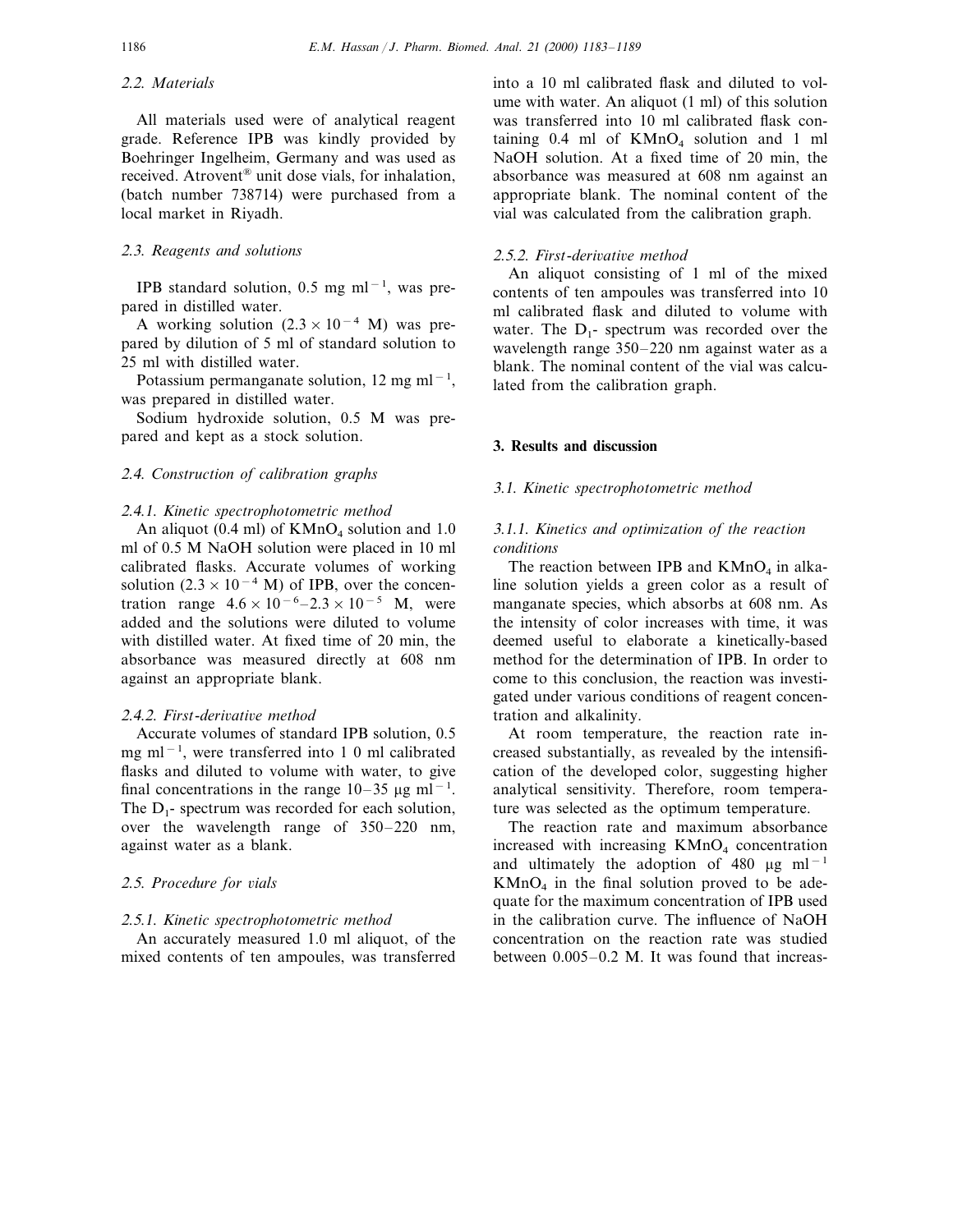### 2.2. Materials

All materials used were of analytical reagent grade. Reference IPB was kindly provided by Boehringer Ingelheim, Germany and was used as received. Atrovent® unit dose vials, for inhalation, (batch number 738714) were purchased from a local market in Riyadh.

### 2.3. Reagents and solutions

IPB standard solution, 0.5 mg $ml^{-1}$, was prepared in distilled water.

A working solution ($2.3 \times 10^{-4}$ M) was prepared by dilution of 5 ml of standard solution to 25 ml with distilled water.

Potassium permanganate solution, 12 mg $ml^{-1}$, was prepared in distilled water.

Sodium hydroxide solution, 0.5 M was prepared and kept as a stock solution.

### 2.4. Construction of calibration graphs

#### 2.4.1. Kinetic spectrophotometric method

An aliquot (0.4 ml) of $KMnO_4$ solution and 1.0 ml of 0.5 M NaOH solution were placed in 10 ml calibrated flasks. Accurate volumes of working solution ($2.3 \times 10^{-4}$ M) of IPB, over the concentration range $4.6 \times 10^{-6}$–$2.3 \times 10^{-5}$ M, were added and the solutions were diluted to volume with distilled water. At fixed time of 20 min, the absorbance was measured directly at 608 nm against an appropriate blank.

#### 2.4.2. First-derivative method

Accurate volumes of standard IPB solution, 0.5 mg $ml^{-1}$, were transferred into 1 0 ml calibrated flasks and diluted to volume with water, to give final concentrations in the range 10–35 μg $ml^{-1}$. The $D_1$- spectrum was recorded for each solution, over the wavelength range of 350–220 nm, against water as a blank.

### 2.5. Procedure for vials

#### 2.5.1. Kinetic spectrophotometric method

An accurately measured 1.0 ml aliquot, of the mixed contents of ten ampoules, was transferred into a 10 ml calibrated flask and diluted to volume with water. An aliquot (1 ml) of this solution was transferred into 10 ml calibrated flask containing 0.4 ml of $KMnO_4$ solution and 1 ml NaOH solution. At a fixed time of 20 min, the absorbance was measured at 608 nm against an appropriate blank. The nominal content of the vial was calculated from the calibration graph.

#### 2.5.2. First-derivative method

An aliquot consisting of 1 ml of the mixed contents of ten ampoules was transferred into 10 ml calibrated flask and diluted to volume with water. The $D_1$- spectrum was recorded over the wavelength range 350–220 nm against water as a blank. The nominal content of the vial was calculated from the calibration graph.

## 3. Results and discussion

### 3.1. Kinetic spectrophotometric method

#### 3.1.1. Kinetics and optimization of the reaction conditions

The reaction between IPB and $KMnO_4$ in alkaline solution yields a green color as a result of manganate species, which absorbs at 608 nm. As the intensity of color increases with time, it was deemed useful to elaborate a kinetically-based method for the determination of IPB. In order to come to this conclusion, the reaction was investigated under various conditions of reagent concentration and alkalinity.

At room temperature, the reaction rate increased substantially, as revealed by the intensification of the developed color, suggesting higher analytical sensitivity. Therefore, room temperature was selected as the optimum temperature.

The reaction rate and maximum absorbance increased with increasing $KMnO_4$ concentration and ultimately the adoption of 480 μg $ml^{-1}$ $KMnO_4$ in the final solution proved to be adequate for the maximum concentration of IPB used in the calibration curve. The influence of NaOH concentration on the reaction rate was studied between 0.005–0.2 M. It was found that increas-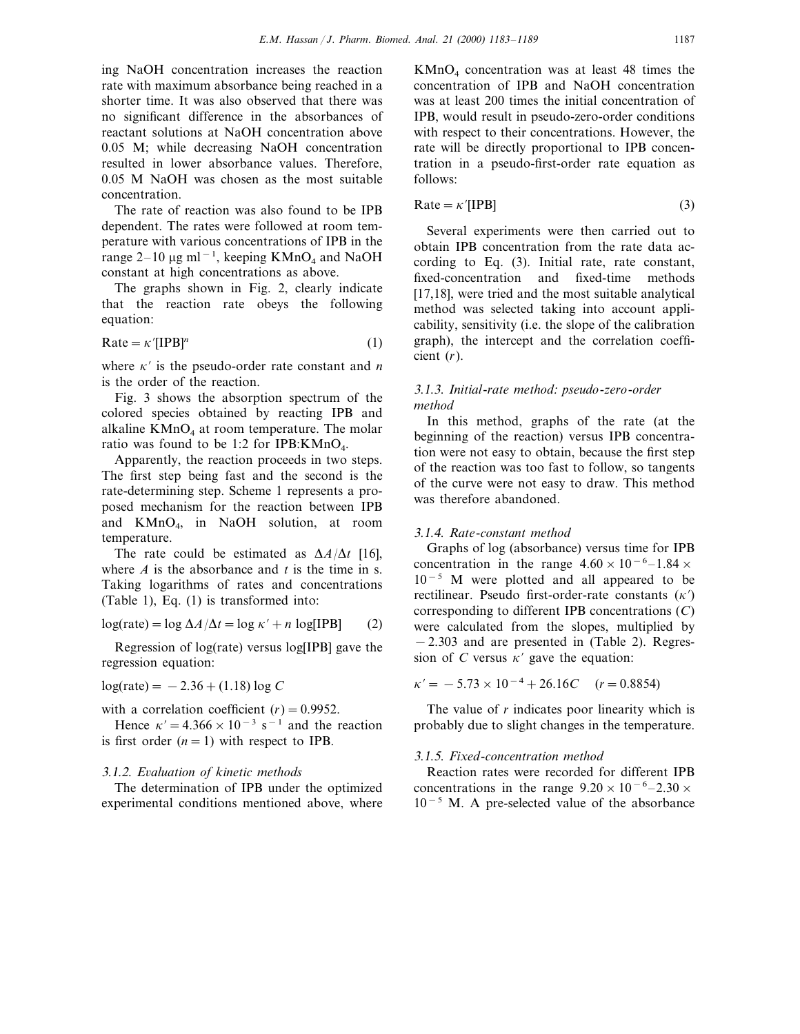ing NaOH concentration increases the reaction rate with maximum absorbance being reached in a shorter time. It was also observed that there was no significant difference in the absorbances of reactant solutions at NaOH concentration above 0.05 M; while decreasing NaOH concentration resulted in lower absorbance values. Therefore, 0.05 M NaOH was chosen as the most suitable concentration.

The rate of reaction was also found to be IPB dependent. The rates were followed at room temperature with various concentrations of IPB in the range 2–10 μg $ml^{-1}$, keeping $KMnO_4$ and NaOH constant at high concentrations as above.

The graphs shown in Fig. 2, clearly indicate that the reaction rate obeys the following equation:

$$\text{Rate} = \kappa'[\text{IPB}]^n \quad (1)$$

where $\kappa'$ is the pseudo-order rate constant and $n$ is the order of the reaction.

Fig. 3 shows the absorption spectrum of the colored species obtained by reacting IPB and alkaline $KMnO_4$ at room temperature. The molar ratio was found to be 1:2 for IPB:$KMnO_4$.

Apparently, the reaction proceeds in two steps. The first step being fast and the second is the rate-determining step. Scheme 1 represents a proposed mechanism for the reaction between IPB and $KMnO_4$, in NaOH solution, at room temperature.

The rate could be estimated as $\Delta A/\Delta t$ [16], where $A$ is the absorbance and $t$ is the time in s. Taking logarithms of rates and concentrations (Table 1), Eq. (1) is transformed into:

$$\log(\text{rate}) = \log \Delta A/\Delta t = \log \kappa' + n \log[\text{IPB}] \quad (2)$$

Regression of log(rate) versus log[IPB] gave the regression equation:

$$\log(\text{rate}) = -2.36 + (1.18) \log C$$

with a correlation coefficient $(r) = 0.9952$.

Hence $\kappa' = 4.366 \times 10^{-3}$ $s^{-1}$ and the reaction is first order $(n = 1)$ with respect to IPB.

### 3.1.2. Evaluation of kinetic methods

The determination of IPB under the optimized experimental conditions mentioned above, where $KMnO_4$ concentration was at least 48 times the concentration of IPB and NaOH concentration was at least 200 times the initial concentration of IPB, would result in pseudo-zero-order conditions with respect to their concentrations. However, the rate will be directly proportional to IPB concentration in a pseudo-first-order rate equation as follows:

$$\text{Rate} = \kappa'[\text{IPB}] \quad (3)$$

Several experiments were then carried out to obtain IPB concentration from the rate data according to Eq. (3). Initial rate, rate constant, fixed-concentration and fixed-time methods [17,18], were tried and the most suitable analytical method was selected taking into account applicability, sensitivity (i.e. the slope of the calibration graph), the intercept and the correlation coefficient ($r$).

### 3.1.3. Initial-rate method: pseudo-zero-order method

In this method, graphs of the rate (at the beginning of the reaction) versus IPB concentration were not easy to obtain, because the first step of the reaction was too fast to follow, so tangents of the curve were not easy to draw. This method was therefore abandoned.

### 3.1.4. Rate-constant method

Graphs of log (absorbance) versus time for IPB concentration in the range $4.60 \times 10^{-6}$–$1.84 \times 10^{-5}$ M were plotted and all appeared to be rectilinear. Pseudo first-order-rate constants ($\kappa'$) corresponding to different IPB concentrations ($C$) were calculated from the slopes, multiplied by $-2.303$ and are presented in (Table 2). Regression of $C$ versus $\kappa'$ gave the equation:

$$\kappa' = -5.73 \times 10^{-4} + 26.16C \quad (r = 0.8854)$$

The value of $r$ indicates poor linearity which is probably due to slight changes in the temperature.

### 3.1.5. Fixed-concentration method

Reaction rates were recorded for different IPB concentrations in the range $9.20 \times 10^{-6}$–$2.30 \times 10^{-5}$ M. A pre-selected value of the absorbance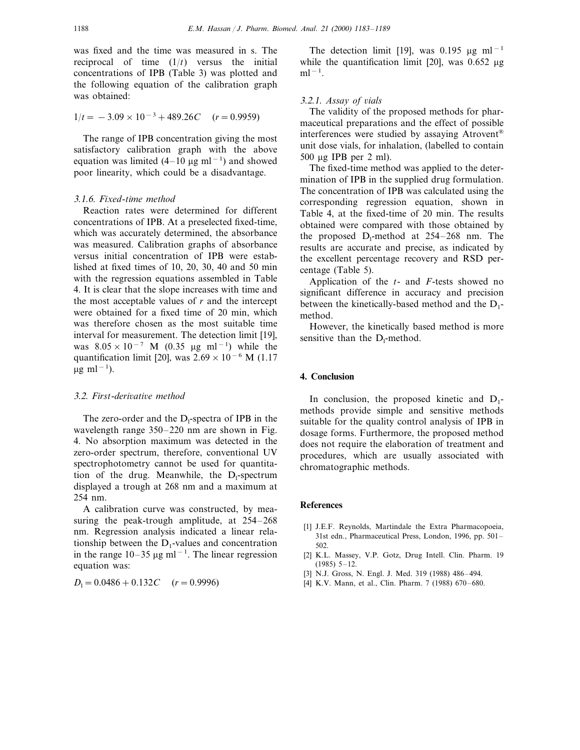was fixed and the time was measured in s. The reciprocal of time ($1/t$) versus the initial concentrations of IPB (Table 3) was plotted and the following equation of the calibration graph was obtained:

$$1/t = -3.09 \times 10^{-3} + 489.26C \quad (r = 0.9959)$$

The range of IPB concentration giving the most satisfactory calibration graph with the above equation was limited (4–10 μg $ml^{-1}$) and showed poor linearity, which could be a disadvantage.

#### *3.1.6. Fixed-time method*

Reaction rates were determined for different concentrations of IPB. At a preselected fixed-time, which was accurately determined, the absorbance was measured. Calibration graphs of absorbance versus initial concentration of IPB were established at fixed times of 10, 20, 30, 40 and 50 min with the regression equations assembled in Table 4. It is clear that the slope increases with time and the most acceptable values of $r$ and the intercept were obtained for a fixed time of 20 min, which was therefore chosen as the most suitable time interval for measurement. The detection limit [19], was $8.05 \times 10^{-7}$ M (0.35 μg $ml^{-1}$) while the quantification limit [20], was $2.69 \times 10^{-6}$ M (1.17 μg $ml^{-1}$).

### *3.2. First-derivative method*

The zero-order and the $D_1$-spectra of IPB in the wavelength range 350–220 nm are shown in Fig. 4. No absorption maximum was detected in the zero-order spectrum, therefore, conventional UV spectrophotometry cannot be used for quantitation of the drug. Meanwhile, the $D_1$-spectrum displayed a trough at 268 nm and a maximum at 254 nm.

A calibration curve was constructed, by measuring the peak-trough amplitude, at 254–268 nm. Regression analysis indicated a linear relationship between the $D_1$-values and concentration in the range 10–35 μg $ml^{-1}$. The linear regression equation was:

$$D_1 = 0.0486 + 0.132C \quad (r = 0.9996)$$

The detection limit [19], was 0.195 μg $ml^{-1}$ while the quantification limit [20], was 0.652 μg $ml^{-1}$.

#### *3.2.1. Assay of vials*

The validity of the proposed methods for pharmaceutical preparations and the effect of possible interferences were studied by assaying Atrovent® unit dose vials, for inhalation, (labelled to contain 500 μg IPB per 2 ml).

The fixed-time method was applied to the determination of IPB in the supplied drug formulation. The concentration of IPB was calculated using the corresponding regression equation, shown in Table 4, at the fixed-time of 20 min. The results obtained were compared with those obtained by the proposed $D_1$-method at 254–268 nm. The results are accurate and precise, as indicated by the excellent percentage recovery and RSD percentage (Table 5).

Application of the $t$- and $F$-tests showed no significant difference in accuracy and precision between the kinetically-based method and the $D_1$-method.

However, the kinetically based method is more sensitive than the $D_1$-method.

## 4. Conclusion

In conclusion, the proposed kinetic and $D_1$-methods provide simple and sensitive methods suitable for the quality control analysis of IPB in dosage forms. Furthermore, the proposed method does not require the elaboration of treatment and procedures, which are usually associated with chromatographic methods.

## References

[1] J.E.F. Reynolds, Martindale the Extra Pharmacopoeia, 31st edn., Pharmaceutical Press, London, 1996, pp. 501–502.

[2] K.L. Massey, V.P. Gotz, Drug Intell. Clin. Pharm. 19 (1985) 5–12.

[3] N.J. Gross, N. Engl. J. Med. 319 (1988) 486–494.

[4] K.V. Mann, et al., Clin. Pharm. 7 (1988) 670–680.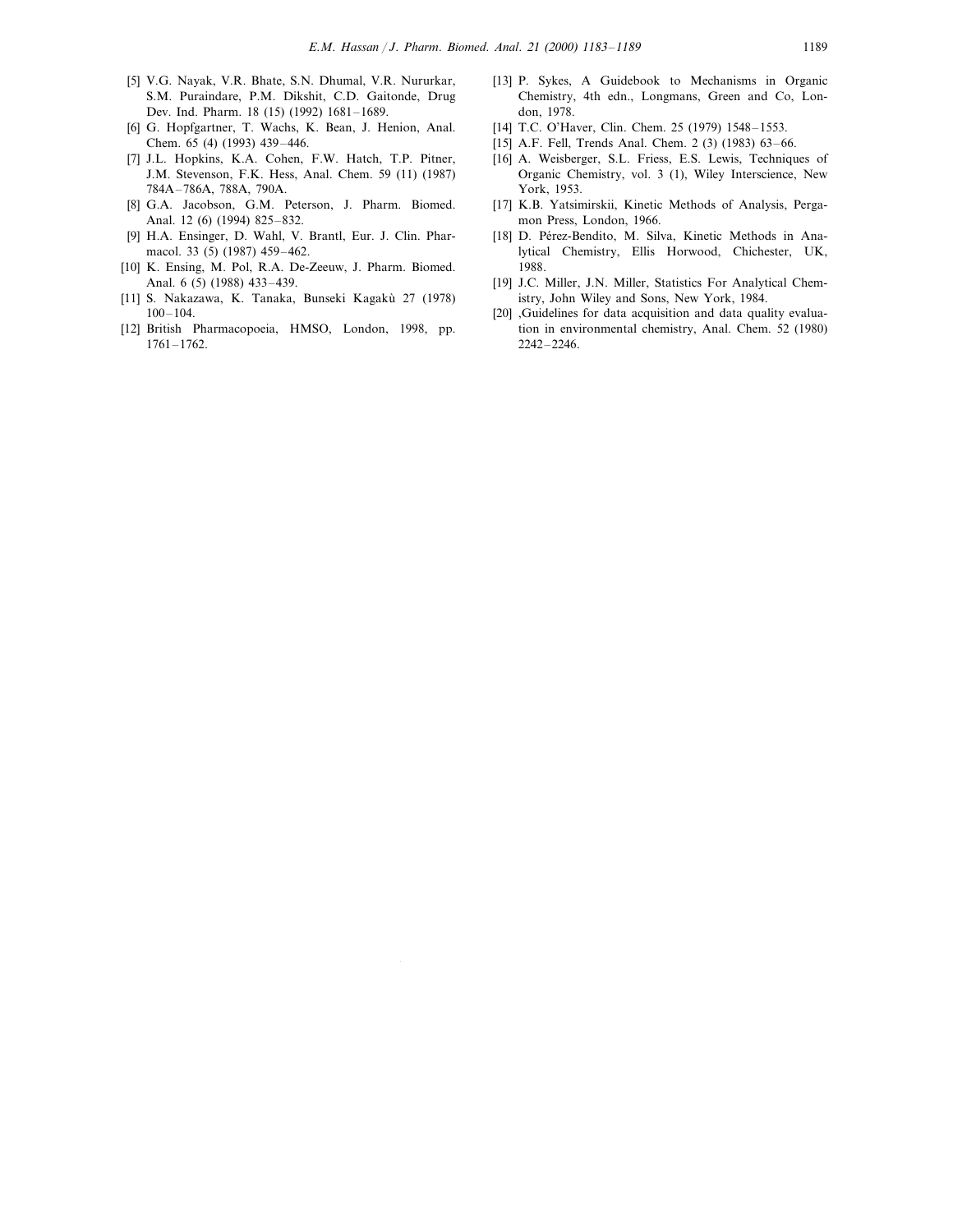[5] V.G. Nayak, V.R. Bhate, S.N. Dhumal, V.R. Nururkar, S.M. Puraindare, P.M. Dikshit, C.D. Gaitonde, Drug Dev. Ind. Pharm. 18 (15) (1992) 1681–1689.

[6] G. Hopfgartner, T. Wachs, K. Bean, J. Henion, Anal. Chem. 65 (4) (1993) 439–446.

[7] J.L. Hopkins, K.A. Cohen, F.W. Hatch, T.P. Pitner, J.M. Stevenson, F.K. Hess, Anal. Chem. 59 (11) (1987) 784A–786A, 788A, 790A.

[8] G.A. Jacobson, G.M. Peterson, J. Pharm. Biomed. Anal. 12 (6) (1994) 825–832.

[9] H.A. Ensinger, D. Wahl, V. Brantl, Eur. J. Clin. Pharmacol. 33 (5) (1987) 459–462.

[10] K. Ensing, M. Pol, R.A. De-Zeeuw, J. Pharm. Biomed. Anal. 6 (5) (1988) 433–439.

[11] S. Nakazawa, K. Tanaka, Bunseki Kagakù 27 (1978) 100–104.

[12] British Pharmacopoeia, HMSO, London, 1998, pp. 1761–1762.

[13] P. Sykes, A Guidebook to Mechanisms in Organic Chemistry, 4th edn., Longmans, Green and Co, London, 1978.

[14] T.C. O'Haver, Clin. Chem. 25 (1979) 1548–1553.

[15] A.F. Fell, Trends Anal. Chem. 2 (3) (1983) 63–66.

[16] A. Weisberger, S.L. Friess, E.S. Lewis, Techniques of Organic Chemistry, vol. 3 (1), Wiley Interscience, New York, 1953.

[17] K.B. Yatsimirskii, Kinetic Methods of Analysis, Pergamon Press, London, 1966.

[18] D. Pérez-Bendito, M. Silva, Kinetic Methods in Analytical Chemistry, Ellis Horwood, Chichester, UK, 1988.

[19] J.C. Miller, J.N. Miller, Statistics For Analytical Chemistry, John Wiley and Sons, New York, 1984.

[20] ,Guidelines for data acquisition and data quality evaluation in environmental chemistry, Anal. Chem. 52 (1980) 2242–2246.